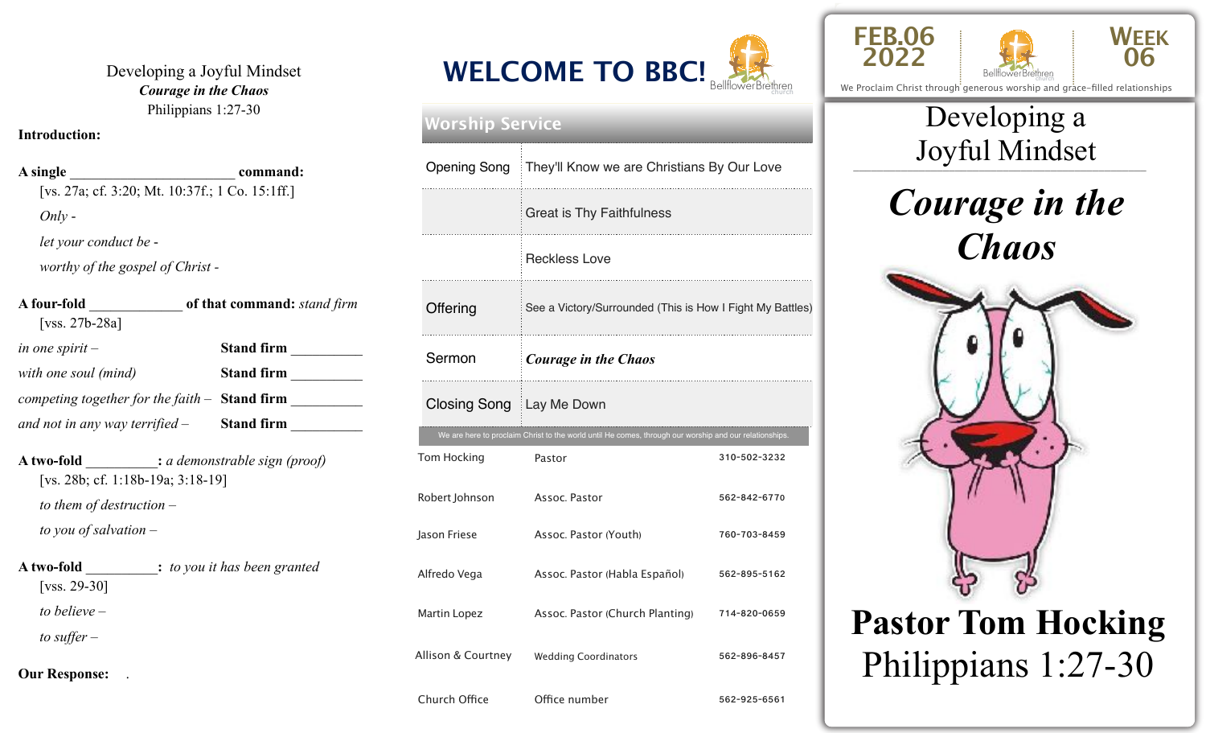Developing a Joyful Mindset
***Courage in the Chaos***
Philippians 1:27-30

**Introduction:**

**A single ______________________ command:**
[vs. 27a; cf. 3:20; Mt. 10:37f.; 1 Co. 15:1ff.]

*Only -*

*let your conduct be -*

*worthy of the gospel of Christ -*

**A four-fold _____________ of that command:** *stand firm*
[vss. 27b-28a]

*in one spirit –* **Stand firm __________**

*with one soul (mind)* **Stand firm __________**

*competing together for the faith –* **Stand firm __________**

*and not in any way terrified –* **Stand firm __________**

**A two-fold __________:** *a demonstrable sign (proof)*
[vs. 28b; cf. 1:18b-19a; 3:18-19]

*to them of destruction –*

*to you of salvation –*

**A two-fold __________:** *to you it has been granted*
[vss. 29-30]

*to believe –*

*to suffer –*

**Our Response:** .

# WELCOME TO BBC!

Bellflower Brethren church

## Worship Service

| | |
|---|---|
| Opening Song | They'll Know we are Christians By Our Love |
| | Great is Thy Faithfulness |
| | Reckless Love |
| Offering | See a Victory/Surrounded (This is How I Fight My Battles) |
| Sermon | ***Courage in the Chaos*** |
| Closing Song | Lay Me Down |

We are here to proclaim Christ to the world until He comes, through our worship and our relationships.

| | | |
|---|---|---|
| Tom Hocking | Pastor | 310-502-3232 |
| Robert Johnson | Assoc. Pastor | 562-842-6770 |
| Jason Friese | Assoc. Pastor (Youth) | 760-703-8459 |
| Alfredo Vega | Assoc. Pastor (Habla Español) | 562-895-5162 |
| Martin Lopez | Assoc. Pastor (Church Planting) | 714-820-0659 |
| Allison & Courtney | Wedding Coordinators | 562-896-8457 |
| Church Office | Office number | 562-925-6561 |

**FEB.06 2022** | Bellflower Brethren church | **WEEK 06**

We Proclaim Christ through generous worship and grace-filled relationships

# Developing a Joyful Mindset

# ***Courage in the Chaos***

**Pastor Tom Hocking**
Philippians 1:27-30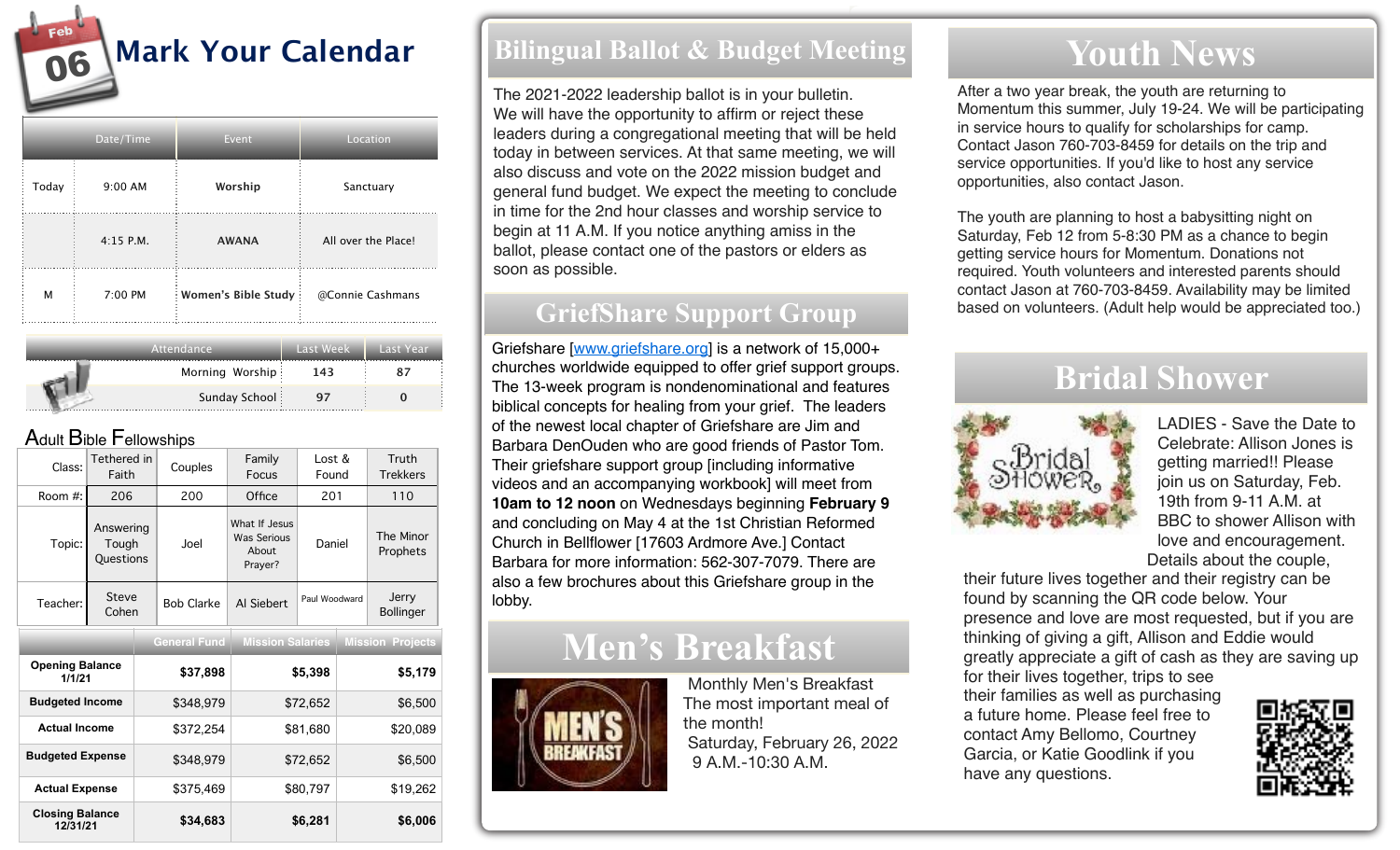# Mark Your Calendar

| Date/Time | | Event | Location |
|---|---|---|---|
| Today | 9:00 AM | Worship | Sanctuary |
| | 4:15 P.M. | AWANA | All over the Place! |
| M | 7:00 PM | Women's Bible Study | @Connie Cashmans |

| Attendance | Last Week | Last Year |
|---|---|---|
| Morning Worship | 143 | 87 |
| Sunday School | 97 | 0 |

## Adult Bible Fellowships

| Class: | Tethered in Faith | Couples | Family Focus | Lost & Found | Truth Trekkers |
|---|---|---|---|---|---|
| Room #: | 206 | 200 | Office | 201 | 110 |
| Topic: | Answering Tough Questions | Joel | What If Jesus Was Serious About Prayer? | Daniel | The Minor Prophets |
| Teacher: | Steve Cohen | Bob Clarke | Al Siebert | Paul Woodward | Jerry Bollinger |

| | General Fund | Mission Salaries | Mission Projects |
|---|---|---|---|
| **Opening Balance 1/1/21** | **$37,898** | **$5,398** | **$5,179** |
| **Budgeted Income** | $348,979 | $72,652 | $6,500 |
| **Actual Income** | $372,254 | $81,680 | $20,089 |
| **Budgeted Expense** | $348,979 | $72,652 | $6,500 |
| **Actual Expense** | $375,469 | $80,797 | $19,262 |
| **Closing Balance 12/31/21** | **$34,683** | **$6,281** | **$6,006** |

## Bilingual Ballot & Budget Meeting

The 2021-2022 leadership ballot is in your bulletin. We will have the opportunity to affirm or reject these leaders during a congregational meeting that will be held today in between services. At that same meeting, we will also discuss and vote on the 2022 mission budget and general fund budget. We expect the meeting to conclude in time for the 2nd hour classes and worship service to begin at 11 A.M. If you notice anything amiss in the ballot, please contact one of the pastors or elders as soon as possible.

## GriefShare Support Group

Griefshare [www.griefshare.org] is a network of 15,000+ churches worldwide equipped to offer grief support groups. The 13-week program is nondenominational and features biblical concepts for healing from your grief. The leaders of the newest local chapter of Griefshare are Jim and Barbara DenOuden who are good friends of Pastor Tom. Their griefshare support group [including informative videos and an accompanying workbook] will meet from **10am to 12 noon** on Wednesdays beginning **February 9** and concluding on May 4 at the 1st Christian Reformed Church in Bellflower [17603 Ardmore Ave.] Contact Barbara for more information: 562-307-7079. There are also a few brochures about this Griefshare group in the lobby.

## Men's Breakfast

Monthly Men's Breakfast
The most important meal of the month!
Saturday, February 26, 2022
9 A.M.-10:30 A.M.

## Youth News

After a two year break, the youth are returning to Momentum this summer, July 19-24. We will be participating in service hours to qualify for scholarships for camp. Contact Jason 760-703-8459 for details on the trip and service opportunities. If you'd like to host any service opportunities, also contact Jason.

The youth are planning to host a babysitting night on Saturday, Feb 12 from 5-8:30 PM as a chance to begin getting service hours for Momentum. Donations not required. Youth volunteers and interested parents should contact Jason at 760-703-8459. Availability may be limited based on volunteers. (Adult help would be appreciated too.)

## Bridal Shower

LADIES - Save the Date to Celebrate: Allison Jones is getting married!! Please join us on Saturday, Feb. 19th from 9-11 A.M. at BBC to shower Allison with love and encouragement. Details about the couple, their future lives together and their registry can be found by scanning the QR code below. Your presence and love are most requested, but if you are thinking of giving a gift, Allison and Eddie would greatly appreciate a gift of cash as they are saving up for their lives together, trips to see their families as well as purchasing a future home. Please feel free to contact Amy Bellomo, Courtney Garcia, or Katie Goodlink if you have any questions.